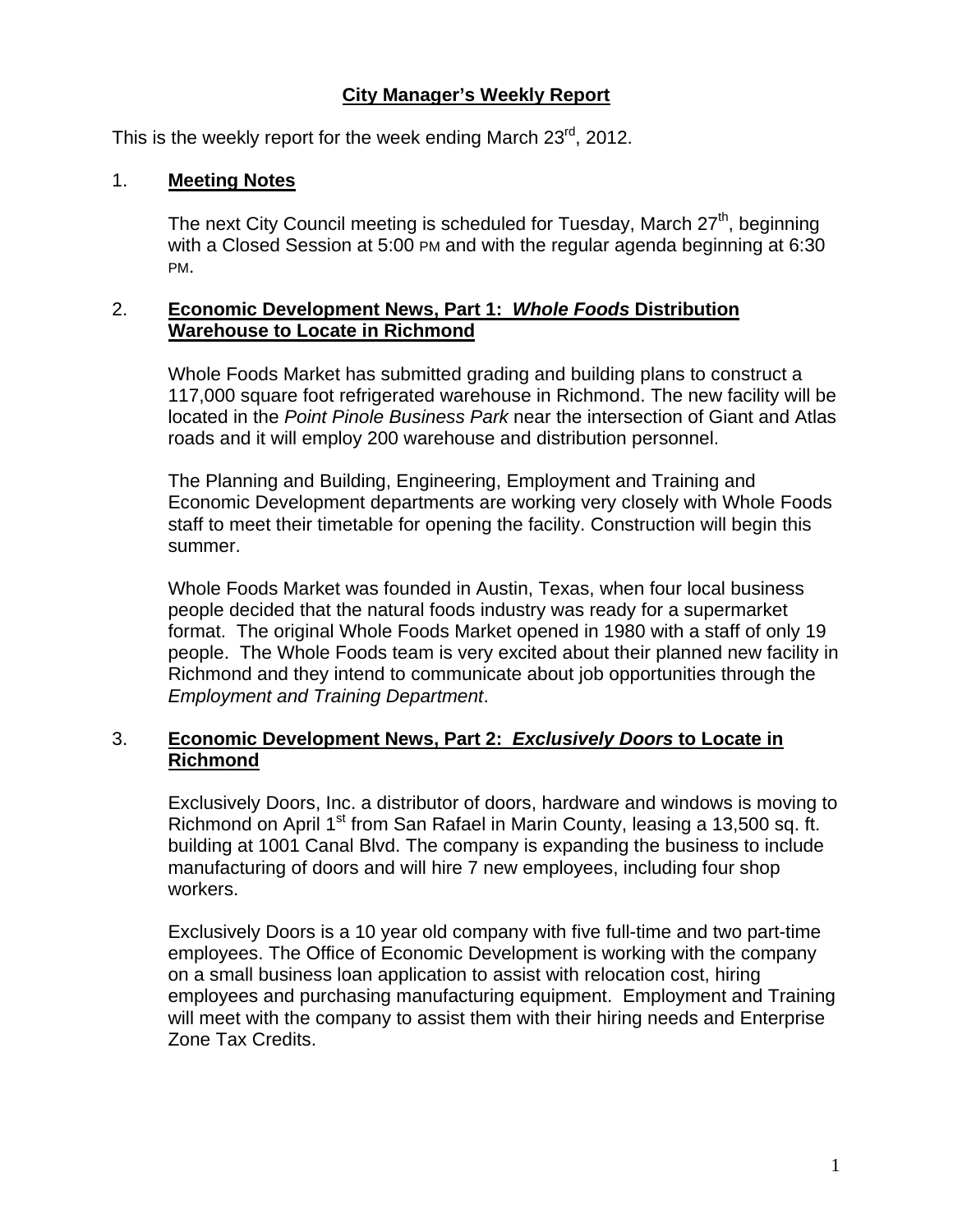# City Manager's Weekly Report

This is the weekly report for the week ending March 23rd, 2012.

## 1. Meeting Notes

The next City Council meeting is scheduled for Tuesday, March 27th, beginning with a Closed Session at 5:00 PM and with the regular agenda beginning at 6:30 PM.

## 2. Economic Development News, Part 1: *Whole Foods* Distribution Warehouse to Locate in Richmond

Whole Foods Market has submitted grading and building plans to construct a 117,000 square foot refrigerated warehouse in Richmond. The new facility will be located in the *Point Pinole Business Park* near the intersection of Giant and Atlas roads and it will employ 200 warehouse and distribution personnel.

The Planning and Building, Engineering, Employment and Training and Economic Development departments are working very closely with Whole Foods staff to meet their timetable for opening the facility. Construction will begin this summer.

Whole Foods Market was founded in Austin, Texas, when four local business people decided that the natural foods industry was ready for a supermarket format. The original Whole Foods Market opened in 1980 with a staff of only 19 people. The Whole Foods team is very excited about their planned new facility in Richmond and they intend to communicate about job opportunities through the *Employment and Training Department*.

## 3. Economic Development News, Part 2: *Exclusively Doors* to Locate in Richmond

Exclusively Doors, Inc. a distributor of doors, hardware and windows is moving to Richmond on April 1st from San Rafael in Marin County, leasing a 13,500 sq. ft. building at 1001 Canal Blvd. The company is expanding the business to include manufacturing of doors and will hire 7 new employees, including four shop workers.

Exclusively Doors is a 10 year old company with five full-time and two part-time employees. The Office of Economic Development is working with the company on a small business loan application to assist with relocation cost, hiring employees and purchasing manufacturing equipment. Employment and Training will meet with the company to assist them with their hiring needs and Enterprise Zone Tax Credits.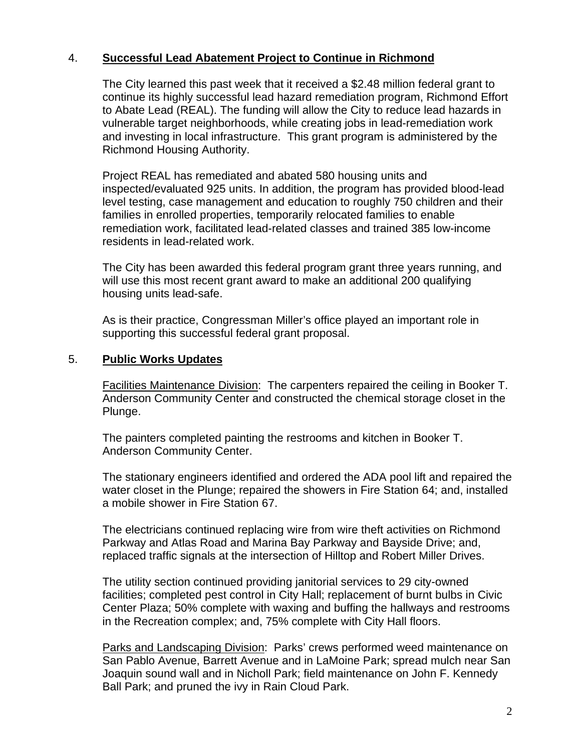## 4. Successful Lead Abatement Project to Continue in Richmond

The City learned this past week that it received a $2.48 million federal grant to continue its highly successful lead hazard remediation program, Richmond Effort to Abate Lead (REAL). The funding will allow the City to reduce lead hazards in vulnerable target neighborhoods, while creating jobs in lead-remediation work and investing in local infrastructure. This grant program is administered by the Richmond Housing Authority.

Project REAL has remediated and abated 580 housing units and inspected/evaluated 925 units. In addition, the program has provided blood-lead level testing, case management and education to roughly 750 children and their families in enrolled properties, temporarily relocated families to enable remediation work, facilitated lead-related classes and trained 385 low-income residents in lead-related work.

The City has been awarded this federal program grant three years running, and will use this most recent grant award to make an additional 200 qualifying housing units lead-safe.

As is their practice, Congressman Miller's office played an important role in supporting this successful federal grant proposal.

## 5. Public Works Updates

Facilities Maintenance Division: The carpenters repaired the ceiling in Booker T. Anderson Community Center and constructed the chemical storage closet in the Plunge.

The painters completed painting the restrooms and kitchen in Booker T. Anderson Community Center.

The stationary engineers identified and ordered the ADA pool lift and repaired the water closet in the Plunge; repaired the showers in Fire Station 64; and, installed a mobile shower in Fire Station 67.

The electricians continued replacing wire from wire theft activities on Richmond Parkway and Atlas Road and Marina Bay Parkway and Bayside Drive; and, replaced traffic signals at the intersection of Hilltop and Robert Miller Drives.

The utility section continued providing janitorial services to 29 city-owned facilities; completed pest control in City Hall; replacement of burnt bulbs in Civic Center Plaza; 50% complete with waxing and buffing the hallways and restrooms in the Recreation complex; and, 75% complete with City Hall floors.

Parks and Landscaping Division: Parks' crews performed weed maintenance on San Pablo Avenue, Barrett Avenue and in LaMoine Park; spread mulch near San Joaquin sound wall and in Nicholl Park; field maintenance on John F. Kennedy Ball Park; and pruned the ivy in Rain Cloud Park.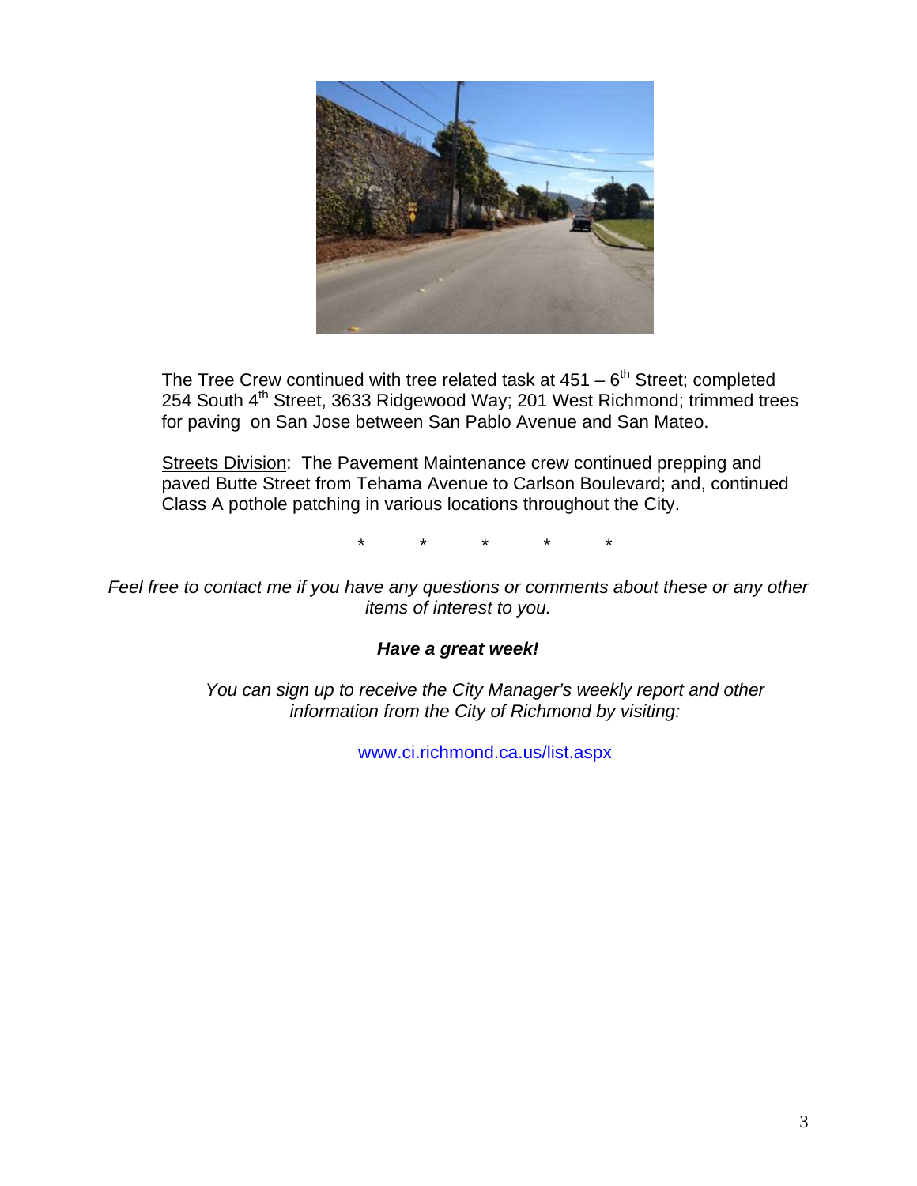The Tree Crew continued with tree related task at 451 – 6th Street; completed 254 South 4th Street, 3633 Ridgewood Way; 201 West Richmond; trimmed trees for paving on San Jose between San Pablo Avenue and San Mateo.

Streets Division: The Pavement Maintenance crew continued prepping and paved Butte Street from Tehama Avenue to Carlson Boulevard; and, continued Class A pothole patching in various locations throughout the City.

\* \* \* \* \*

*Feel free to contact me if you have any questions or comments about these or any other items of interest to you.*

***Have a great week!***

*You can sign up to receive the City Manager's weekly report and other information from the City of Richmond by visiting:*

[www.ci.richmond.ca.us/list.aspx](http://www.ci.richmond.ca.us/list.aspx)